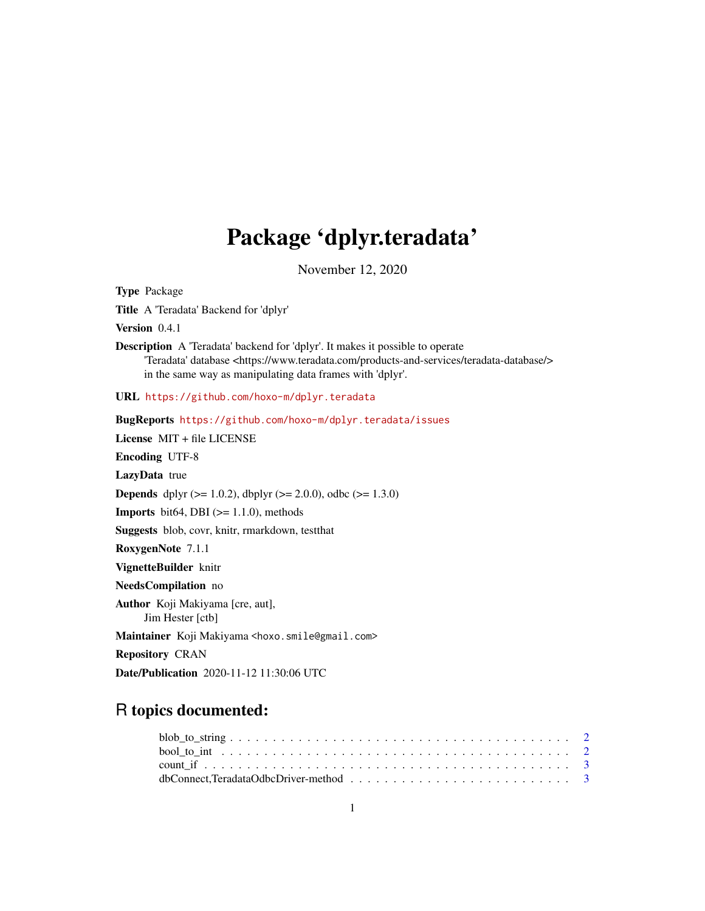# Package 'dplyr.teradata'

November 12, 2020

**Type** Package

**Title** A 'Teradata' Backend for 'dplyr'

**Version** 0.4.1

**Description** A 'Teradata' backend for 'dplyr'. It makes it possible to operate 'Teradata' database <https://www.teradata.com/products-and-services/teradata-database/> in the same way as manipulating data frames with 'dplyr'.

**URL** https://github.com/hoxo-m/dplyr.teradata

**BugReports** https://github.com/hoxo-m/dplyr.teradata/issues

**License** MIT + file LICENSE

**Encoding** UTF-8

**LazyData** true

**Depends** dplyr (>= 1.0.2), dbplyr (>= 2.0.0), odbc (>= 1.3.0)

**Imports** bit64, DBI (>= 1.1.0), methods

**Suggests** blob, covr, knitr, rmarkdown, testthat

**RoxygenNote** 7.1.1

**VignetteBuilder** knitr

**NeedsCompilation** no

**Author** Koji Makiyama [cre, aut],
Jim Hester [ctb]

**Maintainer** Koji Makiyama <hoxo.smile@gmail.com>

**Repository** CRAN

**Date/Publication** 2020-11-12 11:30:06 UTC

## R topics documented:

blob_to_string . . . . . . . . . . . . . . . . . . . . . . . . . . . . . . . . . . . . . . 2
bool_to_int . . . . . . . . . . . . . . . . . . . . . . . . . . . . . . . . . . . . . . . . 2
count_if . . . . . . . . . . . . . . . . . . . . . . . . . . . . . . . . . . . . . . . . . 3
dbConnect,TeradataOdbcDriver-method . . . . . . . . . . . . . . . . . . . . . . . . . 3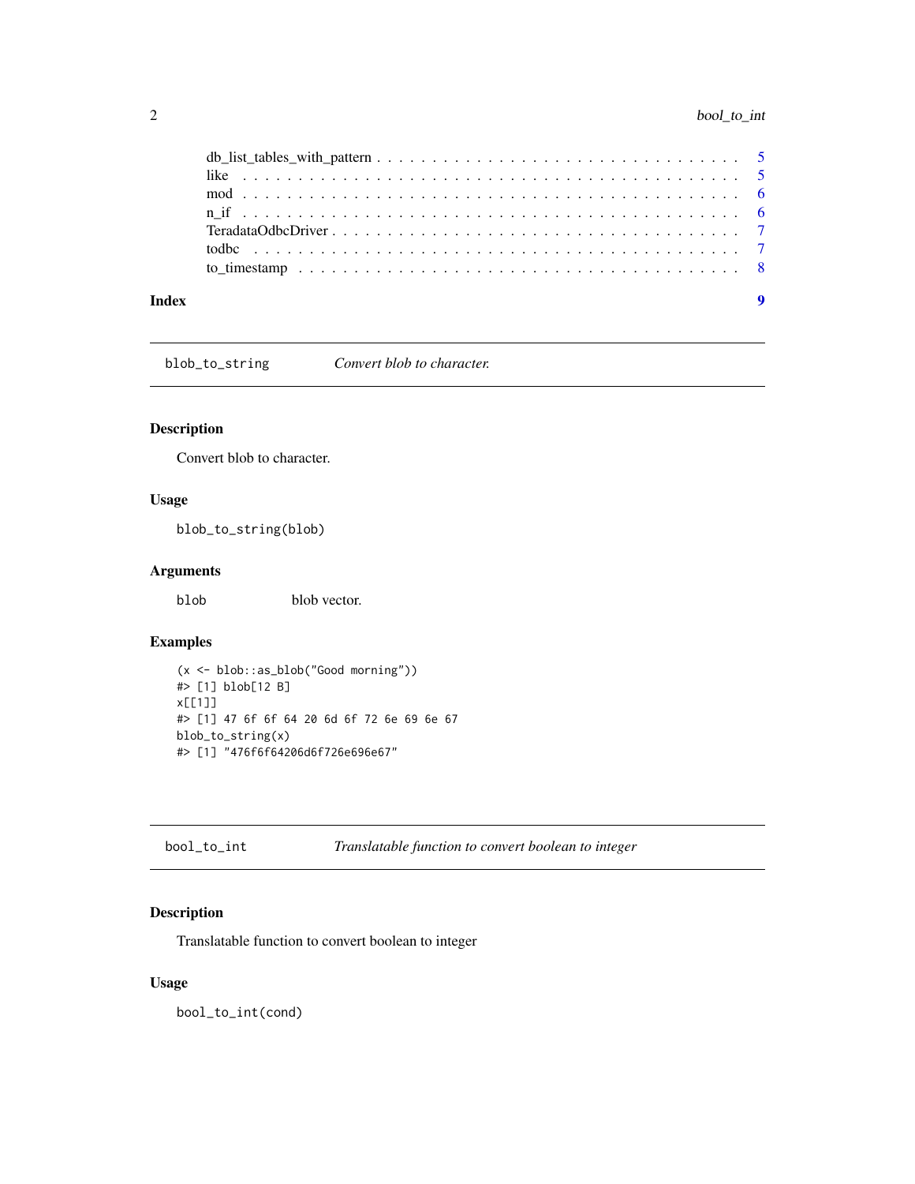| | |
|---|---|
| db_list_tables_with_pattern | 5 |
| like | 5 |
| mod | 6 |
| n_if | 6 |
| TeradataOdbcDriver | 7 |
| todbc | 7 |
| to_timestamp | 8 |

**Index** **9**

---

`blob_to_string` *Convert blob to character.*

---

## Description

Convert blob to character.

## Usage

```
blob_to_string(blob)
```

## Arguments

| | |
|---|---|
| `blob` | blob vector. |

## Examples

```
(x <- blob::as_blob("Good morning"))
#> [1] blob[12 B]
x[[1]]
#> [1] 47 6f 6f 64 20 6d 6f 72 6e 69 6e 67
blob_to_string(x)
#> [1] "476f6f64206d6f726e696e67"
```

---

`bool_to_int` *Translatable function to convert boolean to integer*

---

## Description

Translatable function to convert boolean to integer

## Usage

```
bool_to_int(cond)
```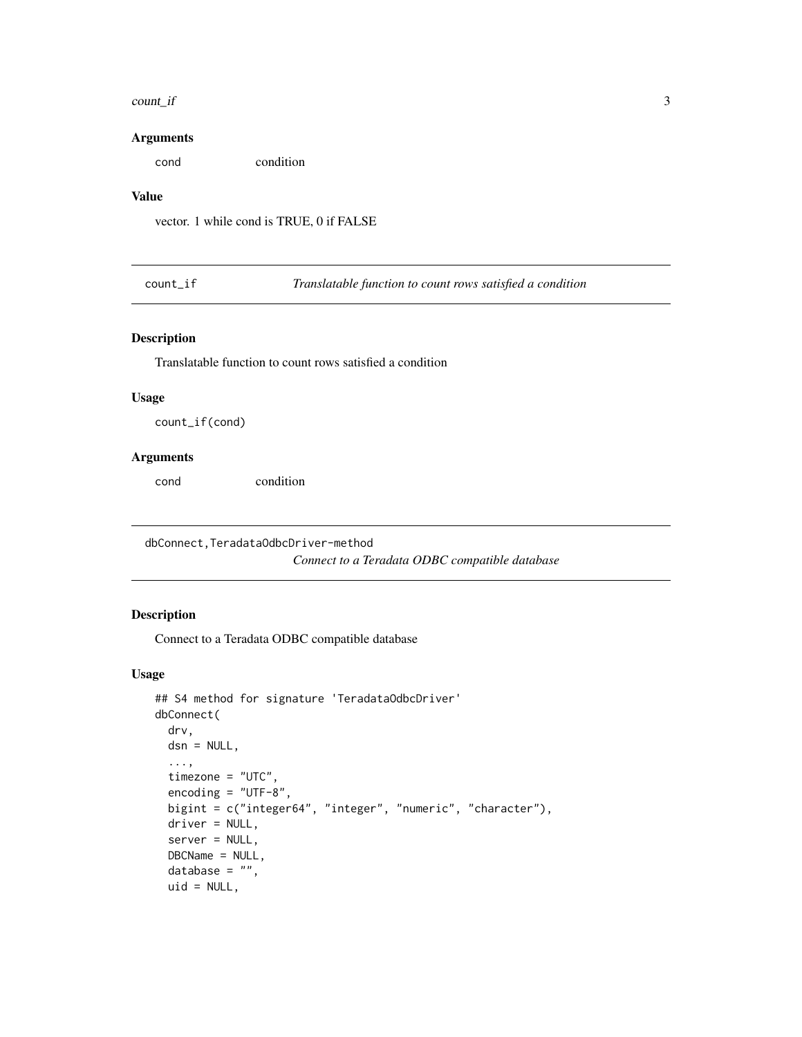### Arguments

| | |
|---|---|
| `cond` | condition |

### Value

vector. 1 while cond is TRUE, 0 if FALSE

---

## count_if — *Translatable function to count rows satisfied a condition*

### Description

Translatable function to count rows satisfied a condition

### Usage

```
count_if(cond)
```

### Arguments

| | |
|---|---|
| `cond` | condition |

---

## dbConnect,TeradataOdbcDriver-method — *Connect to a Teradata ODBC compatible database*

### Description

Connect to a Teradata ODBC compatible database

### Usage

```
## S4 method for signature 'TeradataOdbcDriver'
dbConnect(
  drv,
  dsn = NULL,
  ...,
  timezone = "UTC",
  encoding = "UTF-8",
  bigint = c("integer64", "integer", "numeric", "character"),
  driver = NULL,
  server = NULL,
  DBCName = NULL,
  database = "",
  uid = NULL,
```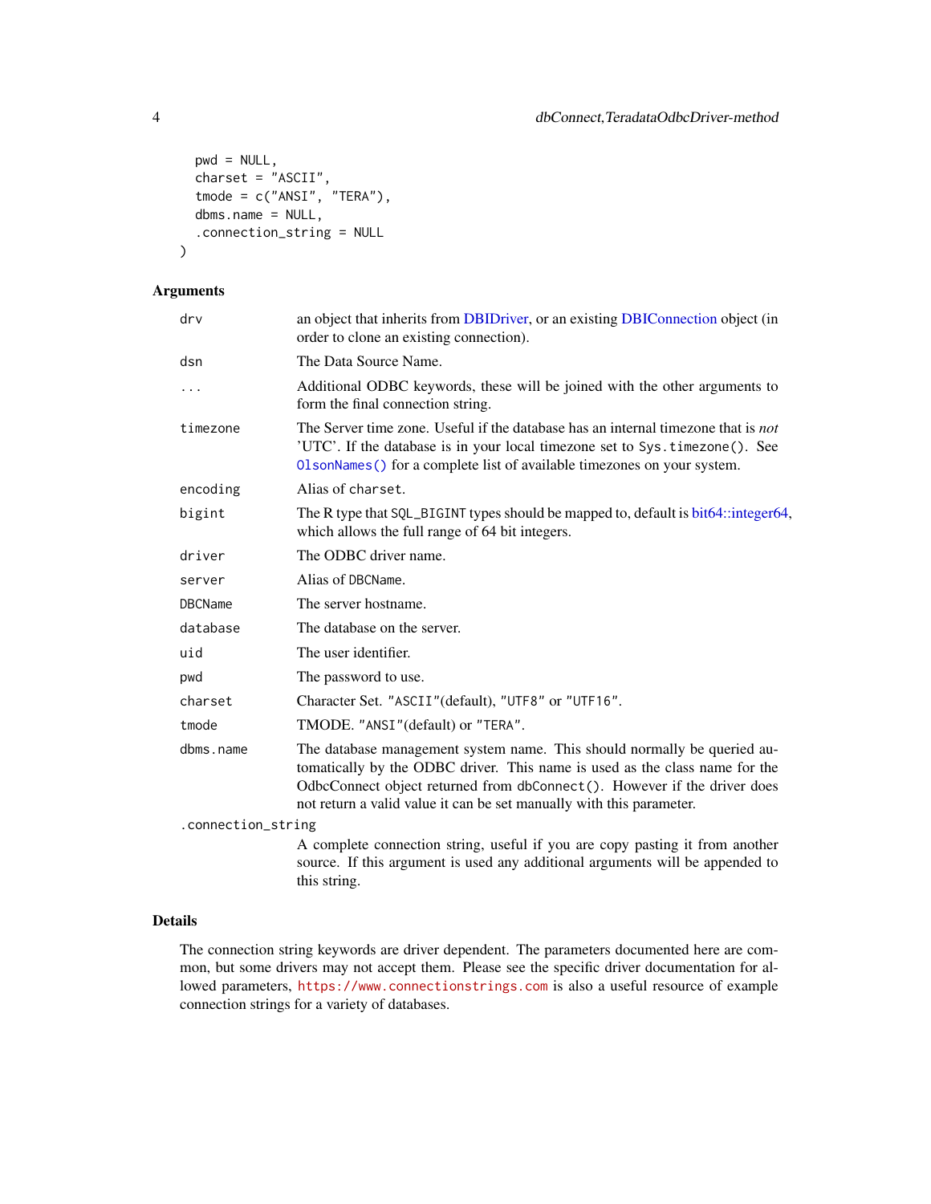```
  pwd = NULL,
  charset = "ASCII",
  tmode = c("ANSI", "TERA"),
  dbms.name = NULL,
  .connection_string = NULL
)
```

## Arguments

| | |
|---|---|
| `drv` | an object that inherits from DBIDriver, or an existing DBIConnection object (in order to clone an existing connection). |
| `dsn` | The Data Source Name. |
| `...` | Additional ODBC keywords, these will be joined with the other arguments to form the final connection string. |
| `timezone` | The Server time zone. Useful if the database has an internal timezone that is *not* 'UTC'. If the database is in your local timezone set to `Sys.timezone()`. See `OlsonNames()` for a complete list of available timezones on your system. |
| `encoding` | Alias of `charset`. |
| `bigint` | The R type that `SQL_BIGINT` types should be mapped to, default is bit64::integer64, which allows the full range of 64 bit integers. |
| `driver` | The ODBC driver name. |
| `server` | Alias of `DBCName`. |
| `DBCName` | The server hostname. |
| `database` | The database on the server. |
| `uid` | The user identifier. |
| `pwd` | The password to use. |
| `charset` | Character Set. `"ASCII"`(default), `"UTF8"` or `"UTF16"`. |
| `tmode` | TMODE. `"ANSI"`(default) or `"TERA"`. |
| `dbms.name` | The database management system name. This should normally be queried automatically by the ODBC driver. This name is used as the class name for the OdbcConnect object returned from `dbConnect()`. However if the driver does not return a valid value it can be set manually with this parameter. |
| `.connection_string` | A complete connection string, useful if you are copy pasting it from another source. If this argument is used any additional arguments will be appended to this string. |

## Details

The connection string keywords are driver dependent. The parameters documented here are common, but some drivers may not accept them. Please see the specific driver documentation for allowed parameters, `https://www.connectionstrings.com` is also a useful resource of example connection strings for a variety of databases.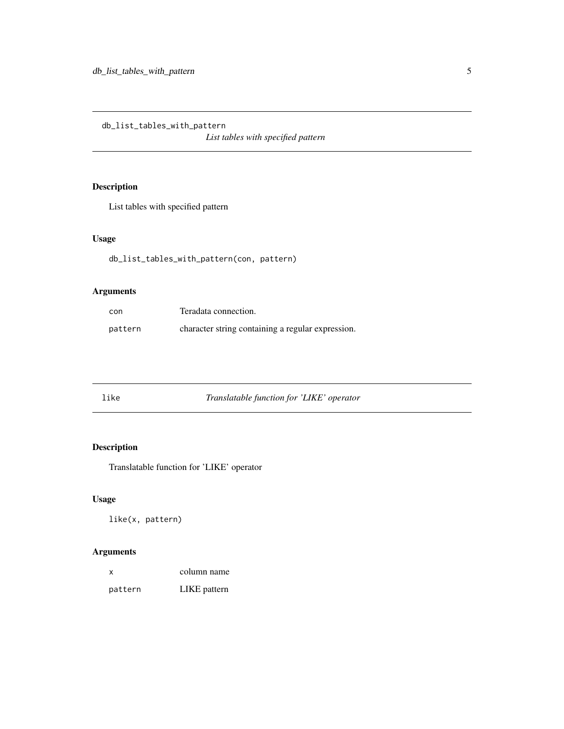## db_list_tables_with_pattern

*List tables with specified pattern*

### Description

List tables with specified pattern

### Usage

```
db_list_tables_with_pattern(con, pattern)
```

### Arguments

| | |
|---|---|
| `con` | Teradata connection. |
| `pattern` | character string containing a regular expression. |

## like

*Translatable function for 'LIKE' operator*

### Description

Translatable function for 'LIKE' operator

### Usage

```
like(x, pattern)
```

### Arguments

| | |
|---|---|
| `x` | column name |
| `pattern` | LIKE pattern |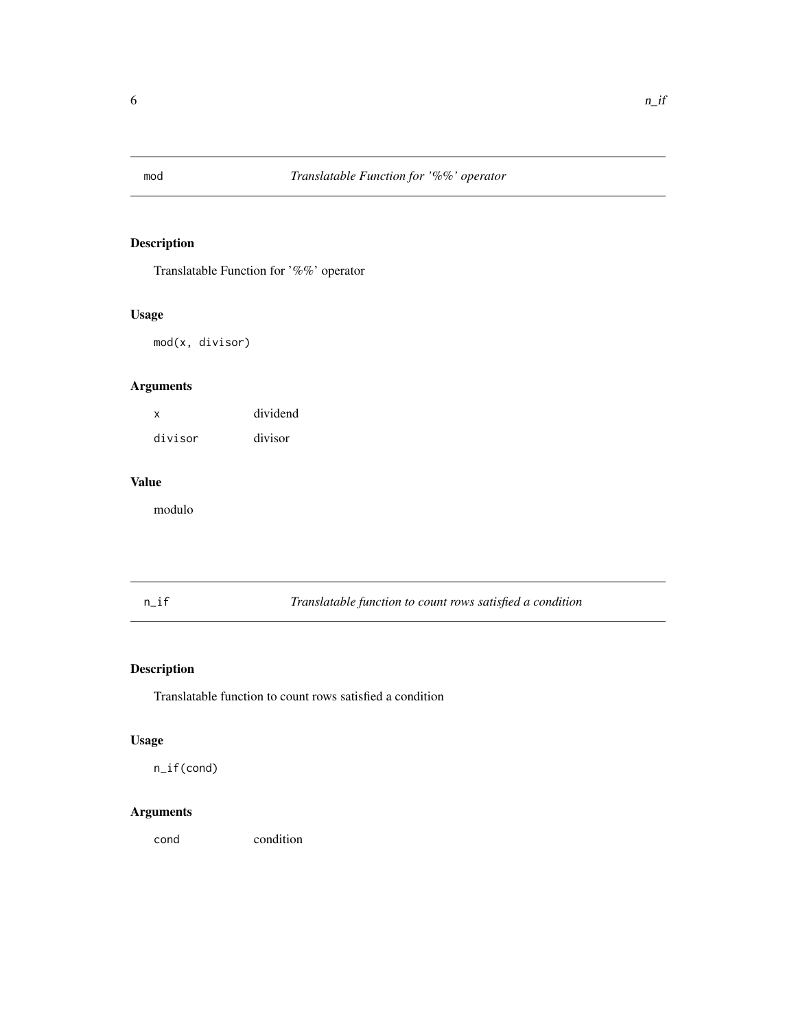## mod — *Translatable Function for '%%' operator*

### Description

Translatable Function for '%%' operator

### Usage

```
mod(x, divisor)
```

### Arguments

| | |
|---|---|
| x | dividend |
| divisor | divisor |

### Value

modulo

## n_if — *Translatable function to count rows satisfied a condition*

### Description

Translatable function to count rows satisfied a condition

### Usage

```
n_if(cond)
```

### Arguments

| | |
|---|---|
| cond | condition |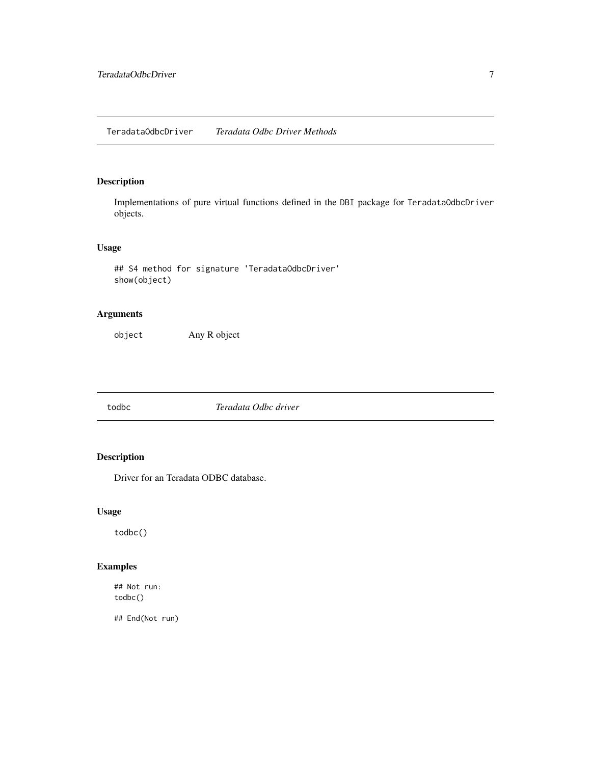## TeradataOdbcDriver *Teradata Odbc Driver Methods*

### Description

Implementations of pure virtual functions defined in the `DBI` package for `TeradataOdbcDriver` objects.

### Usage

```
## S4 method for signature 'TeradataOdbcDriver'
show(object)
```

### Arguments

| | |
|---|---|
| `object` | Any R object |

## todbc *Teradata Odbc driver*

### Description

Driver for an Teradata ODBC database.

### Usage

```
todbc()
```

### Examples

```
## Not run:
todbc()

## End(Not run)
```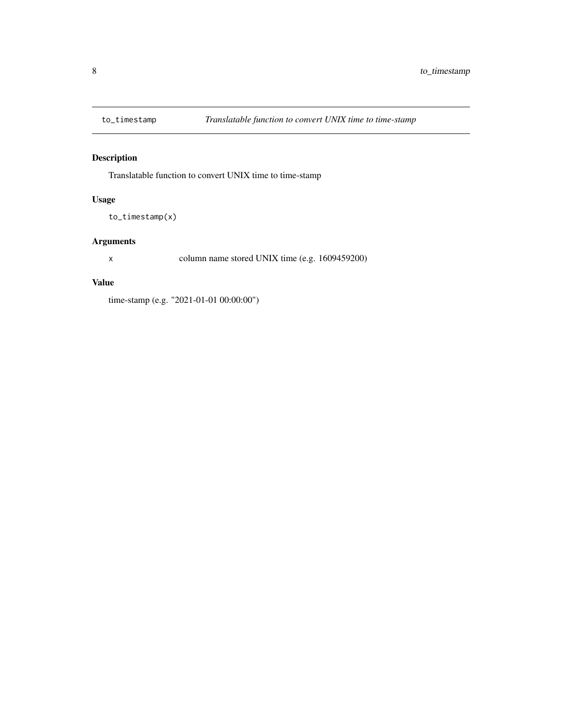## to_timestamp *Translatable function to convert UNIX time to time-stamp*

### Description

Translatable function to convert UNIX time to time-stamp

### Usage

```
to_timestamp(x)
```

### Arguments

| | |
|---|---|
| `x` | column name stored UNIX time (e.g. 1609459200) |

### Value

time-stamp (e.g. "2021-01-01 00:00:00")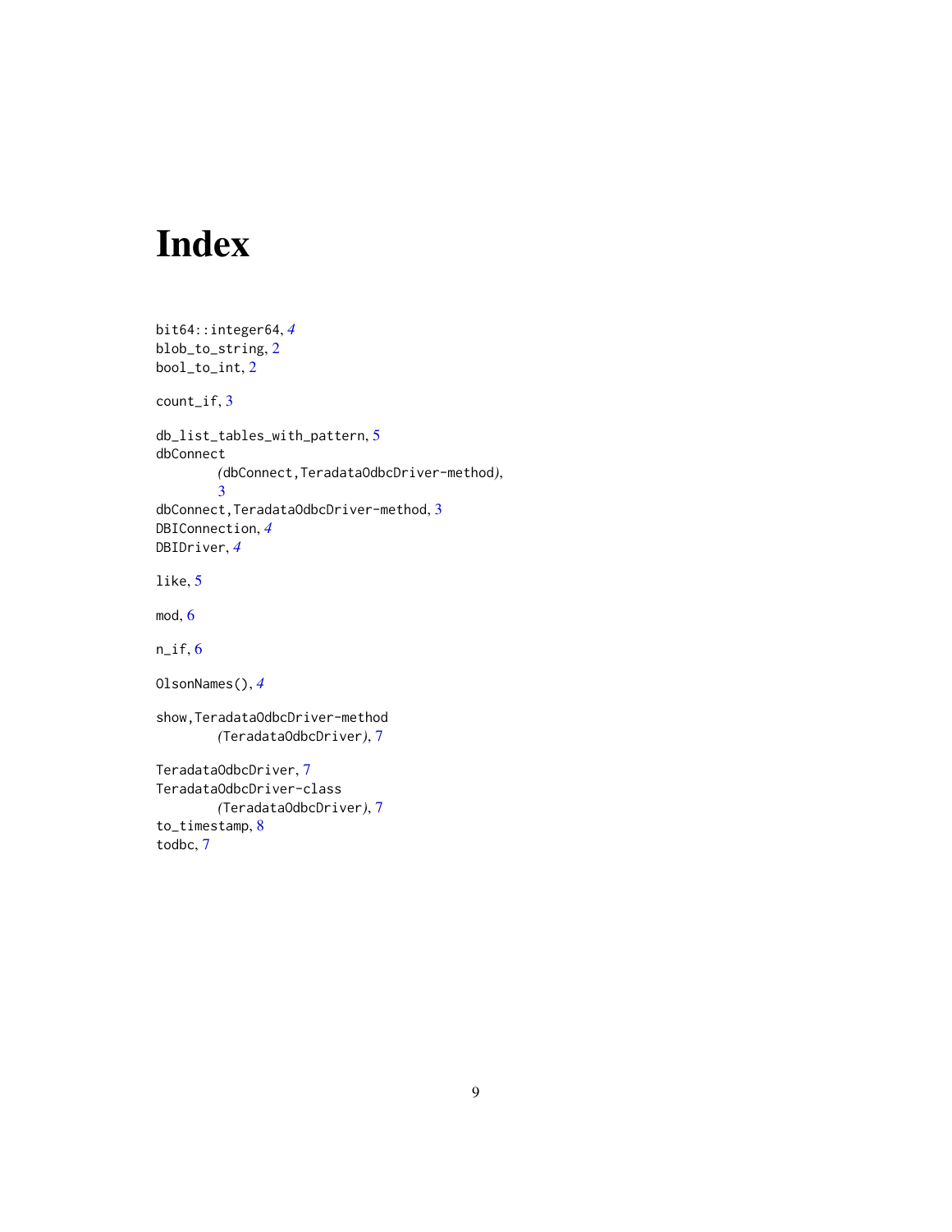# Index

bit64::integer64, *4*
blob_to_string, 2
bool_to_int, 2

count_if, 3

db_list_tables_with_pattern, 5
dbConnect
        *(*dbConnect,TeradataOdbcDriver-method*)*,
        3
dbConnect,TeradataOdbcDriver-method, 3
DBIConnection, *4*
DBIDriver, *4*

like, 5

mod, 6

n_if, 6

OlsonNames(), *4*

show,TeradataOdbcDriver-method
        *(*TeradataOdbcDriver*)*, 7

TeradataOdbcDriver, 7
TeradataOdbcDriver-class
        *(*TeradataOdbcDriver*)*, 7
to_timestamp, 8
todbc, 7